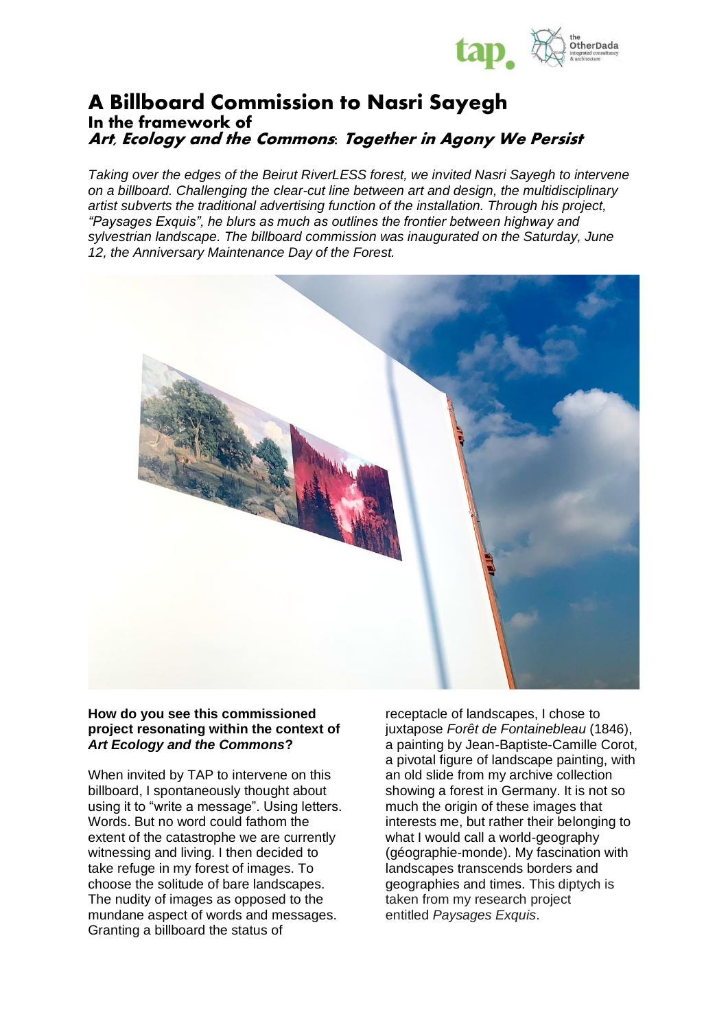# A Billboard Commission to Nasri Sayegh

## In the framework of

## *Art, Ecology and the Commons: Together in Agony We Persist*

*Taking over the edges of the Beirut RiverLESS forest, we invited Nasri Sayegh to intervene on a billboard. Challenging the clear-cut line between art and design, the multidisciplinary artist subverts the traditional advertising function of the installation. Through his project, "Paysages Exquis", he blurs as much as outlines the frontier between highway and sylvestrian landscape. The billboard commission was inaugurated on the Saturday, June 12, the Anniversary Maintenance Day of the Forest.*

**How do you see this commissioned project resonating within the context of *Art Ecology and the Commons*?**

When invited by TAP to intervene on this billboard, I spontaneously thought about using it to "write a message". Using letters. Words. But no word could fathom the extent of the catastrophe we are currently witnessing and living. I then decided to take refuge in my forest of images. To choose the solitude of bare landscapes. The nudity of images as opposed to the mundane aspect of words and messages. Granting a billboard the status of receptacle of landscapes, I chose to juxtapose *Forêt de Fontainebleau* (1846), a painting by Jean-Baptiste-Camille Corot, a pivotal figure of landscape painting, with an old slide from my archive collection showing a forest in Germany. It is not so much the origin of these images that interests me, but rather their belonging to what I would call a world-geography (géographie-monde). My fascination with landscapes transcends borders and geographies and times. This diptych is taken from my research project entitled *Paysages Exquis*.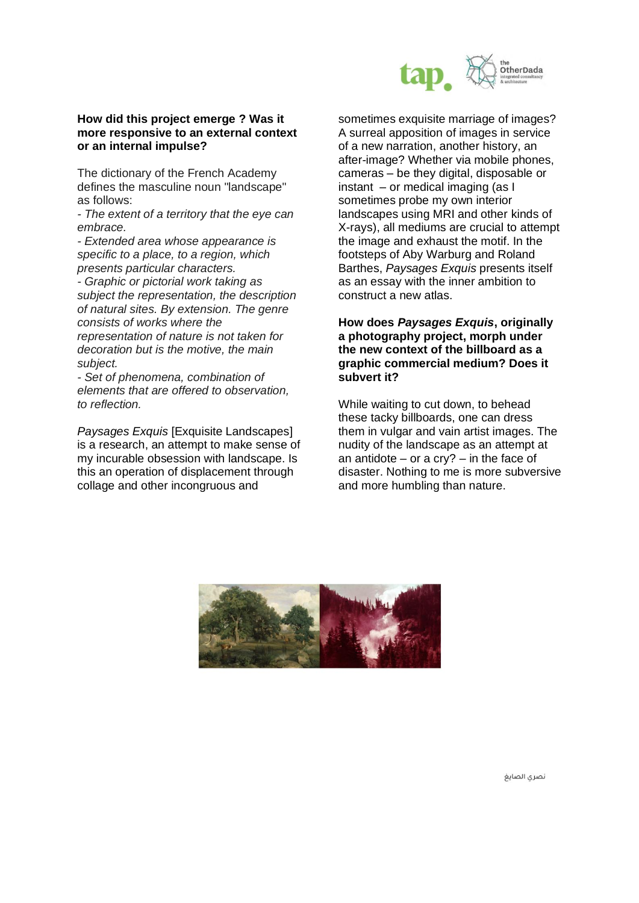**How did this project emerge ? Was it more responsive to an external context or an internal impulse?**

The dictionary of the French Academy defines the masculine noun "landscape" as follows:

- *The extent of a territory that the eye can embrace.*
- *Extended area whose appearance is specific to a place, to a region, which presents particular characters.*
- *Graphic or pictorial work taking as subject the representation, the description of natural sites. By extension. The genre consists of works where the representation of nature is not taken for decoration but is the motive, the main subject.*
- *Set of phenomena, combination of elements that are offered to observation, to reflection.*

*Paysages Exquis* [Exquisite Landscapes] is a research, an attempt to make sense of my incurable obsession with landscape. Is this an operation of displacement through collage and other incongruous and sometimes exquisite marriage of images? A surreal apposition of images in service of a new narration, another history, an after-image? Whether via mobile phones, cameras – be they digital, disposable or instant – or medical imaging (as I sometimes probe my own interior landscapes using MRI and other kinds of X-rays), all mediums are crucial to attempt the image and exhaust the motif. In the footsteps of Aby Warburg and Roland Barthes, *Paysages Exquis* presents itself as an essay with the inner ambition to construct a new atlas.

**How does *Paysages Exquis*, originally a photography project, morph under the new context of the billboard as a graphic commercial medium? Does it subvert it?**

While waiting to cut down, to behead these tacky billboards, one can dress them in vulgar and vain artist images. The nudity of the landscape as an attempt at an antidote – or a cry? – in the face of disaster. Nothing to me is more subversive and more humbling than nature.

نصري الصايغ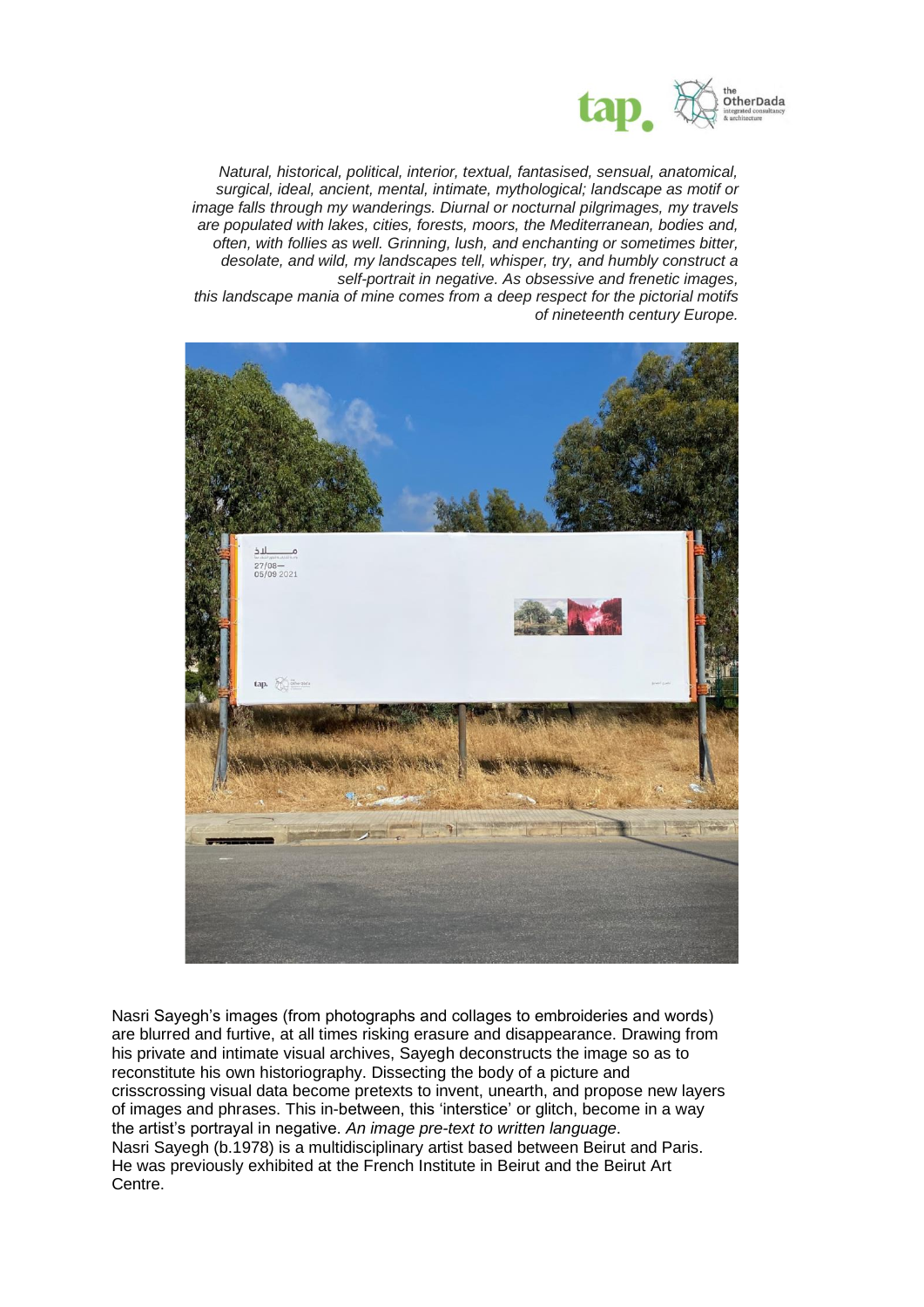*Natural, historical, political, interior, textual, fantasised, sensual, anatomical, surgical, ideal, ancient, mental, intimate, mythological; landscape as motif or image falls through my wanderings. Diurnal or nocturnal pilgrimages, my travels are populated with lakes, cities, forests, moors, the Mediterranean, bodies and, often, with follies as well. Grinning, lush, and enchanting or sometimes bitter, desolate, and wild, my landscapes tell, whisper, try, and humbly construct a self-portrait in negative. As obsessive and frenetic images, this landscape mania of mine comes from a deep respect for the pictorial motifs of nineteenth century Europe.*

Nasri Sayegh's images (from photographs and collages to embroideries and words) are blurred and furtive, at all times risking erasure and disappearance. Drawing from his private and intimate visual archives, Sayegh deconstructs the image so as to reconstitute his own historiography. Dissecting the body of a picture and crisscrossing visual data become pretexts to invent, unearth, and propose new layers of images and phrases. This in-between, this 'interstice' or glitch, become in a way the artist's portrayal in negative. *An image pre-text to written language*.

Nasri Sayegh (b.1978) is a multidisciplinary artist based between Beirut and Paris. He was previously exhibited at the French Institute in Beirut and the Beirut Art Centre.